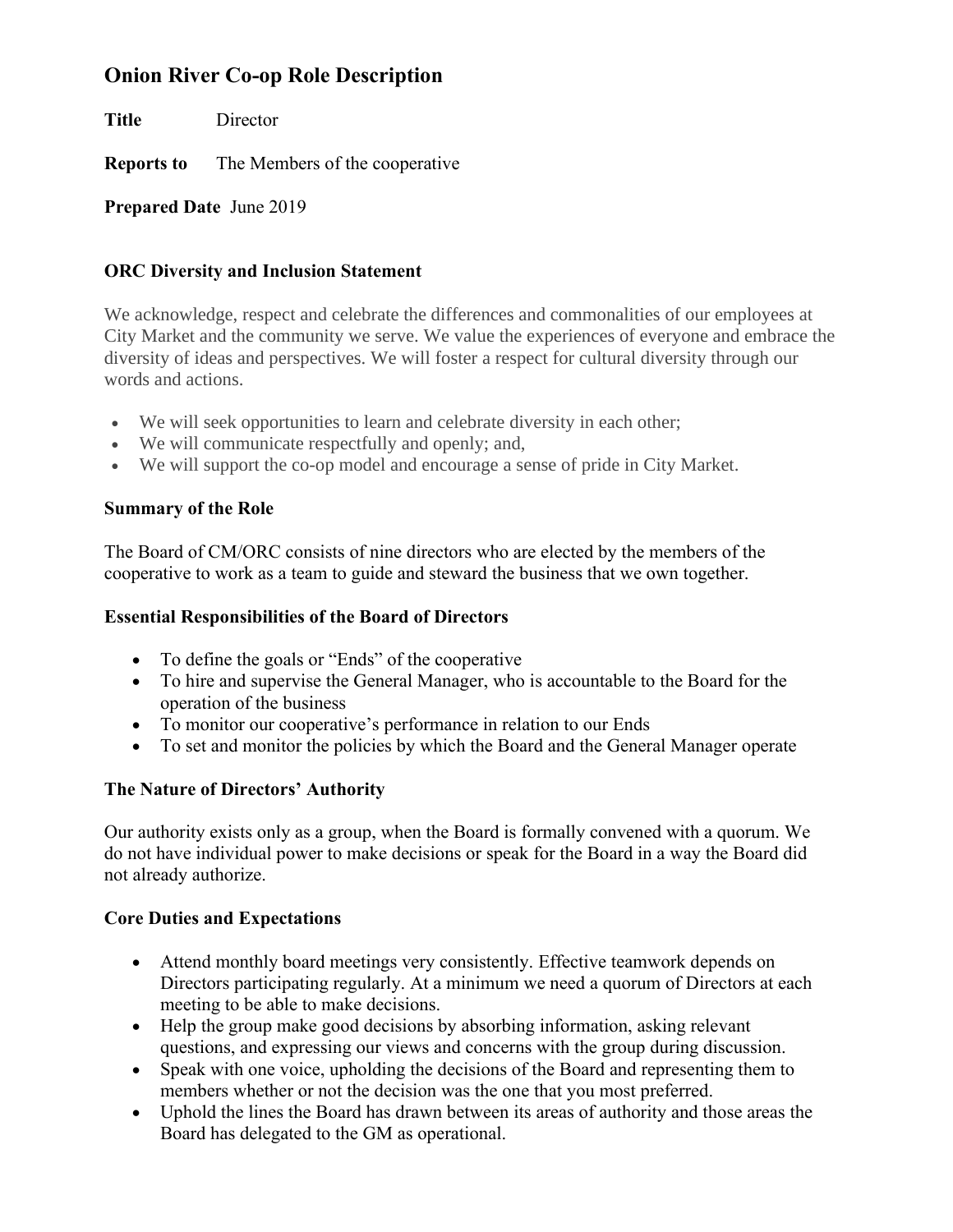# Onion River Co-op Role Description

**Title** Director

**Reports to** The Members of the cooperative

**Prepared Date** June 2019

### ORC Diversity and Inclusion Statement

We acknowledge, respect and celebrate the differences and commonalities of our employees at City Market and the community we serve. We value the experiences of everyone and embrace the diversity of ideas and perspectives. We will foster a respect for cultural diversity through our words and actions.

- We will seek opportunities to learn and celebrate diversity in each other;
- We will communicate respectfully and openly; and,
- We will support the co-op model and encourage a sense of pride in City Market.

### Summary of the Role

The Board of CM/ORC consists of nine directors who are elected by the members of the cooperative to work as a team to guide and steward the business that we own together.

### Essential Responsibilities of the Board of Directors

- To define the goals or "Ends" of the cooperative
- To hire and supervise the General Manager, who is accountable to the Board for the operation of the business
- To monitor our cooperative's performance in relation to our Ends
- To set and monitor the policies by which the Board and the General Manager operate

### The Nature of Directors' Authority

Our authority exists only as a group, when the Board is formally convened with a quorum. We do not have individual power to make decisions or speak for the Board in a way the Board did not already authorize.

### Core Duties and Expectations

- Attend monthly board meetings very consistently. Effective teamwork depends on Directors participating regularly. At a minimum we need a quorum of Directors at each meeting to be able to make decisions.
- Help the group make good decisions by absorbing information, asking relevant questions, and expressing our views and concerns with the group during discussion.
- Speak with one voice, upholding the decisions of the Board and representing them to members whether or not the decision was the one that you most preferred.
- Uphold the lines the Board has drawn between its areas of authority and those areas the Board has delegated to the GM as operational.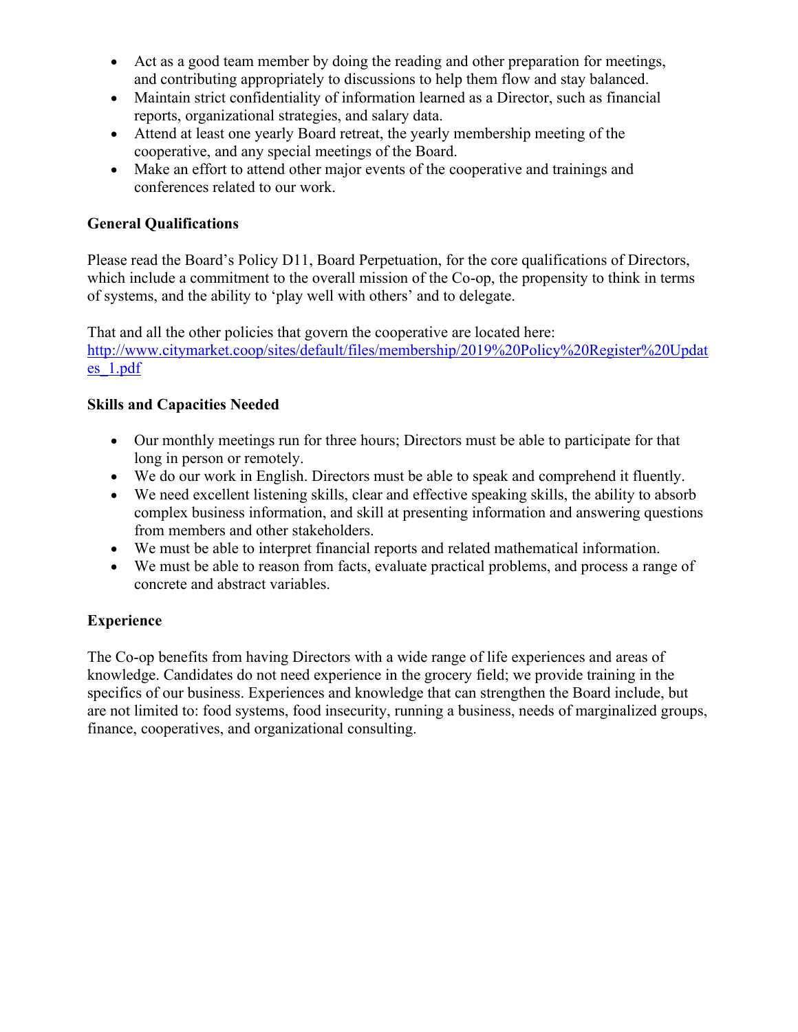- Act as a good team member by doing the reading and other preparation for meetings, and contributing appropriately to discussions to help them flow and stay balanced.
- Maintain strict confidentiality of information learned as a Director, such as financial reports, organizational strategies, and salary data.
- Attend at least one yearly Board retreat, the yearly membership meeting of the cooperative, and any special meetings of the Board.
- Make an effort to attend other major events of the cooperative and trainings and conferences related to our work.

**General Qualifications**

Please read the Board's Policy D11, Board Perpetuation, for the core qualifications of Directors, which include a commitment to the overall mission of the Co-op, the propensity to think in terms of systems, and the ability to 'play well with others' and to delegate.

That and all the other policies that govern the cooperative are located here: [http://www.citymarket.coop/sites/default/files/membership/2019%20Policy%20Register%20Updates_1.pdf](http://www.citymarket.coop/sites/default/files/membership/2019%20Policy%20Register%20Updates_1.pdf)

**Skills and Capacities Needed**

- Our monthly meetings run for three hours; Directors must be able to participate for that long in person or remotely.
- We do our work in English. Directors must be able to speak and comprehend it fluently.
- We need excellent listening skills, clear and effective speaking skills, the ability to absorb complex business information, and skill at presenting information and answering questions from members and other stakeholders.
- We must be able to interpret financial reports and related mathematical information.
- We must be able to reason from facts, evaluate practical problems, and process a range of concrete and abstract variables.

**Experience**

The Co-op benefits from having Directors with a wide range of life experiences and areas of knowledge. Candidates do not need experience in the grocery field; we provide training in the specifics of our business. Experiences and knowledge that can strengthen the Board include, but are not limited to: food systems, food insecurity, running a business, needs of marginalized groups, finance, cooperatives, and organizational consulting.